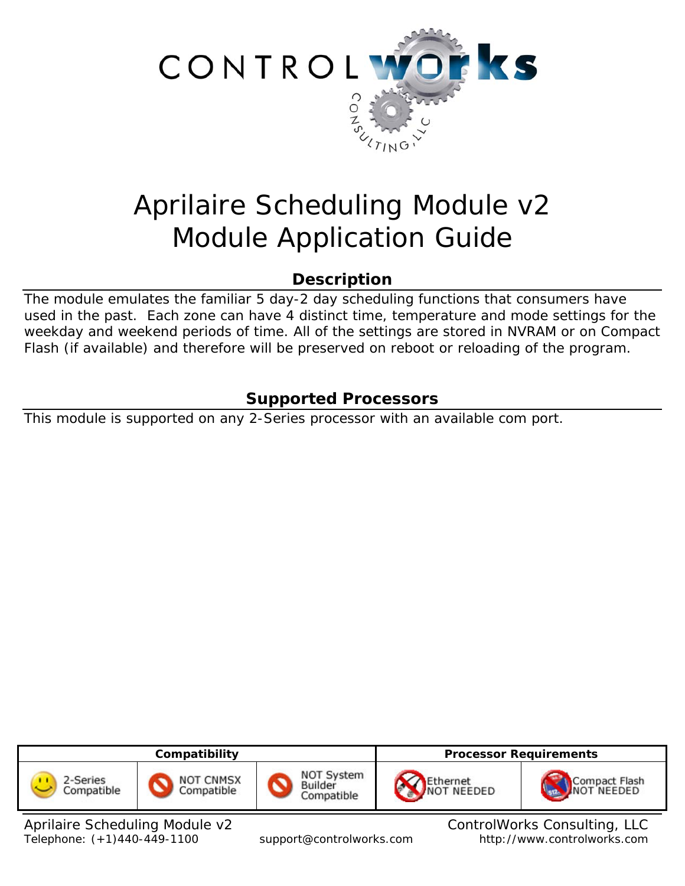CONTROL works CONSULTING, LLC

# Aprilaire Scheduling Module v2
# Module Application Guide

## Description

The module emulates the familiar 5 day-2 day scheduling functions that consumers have used in the past. Each zone can have 4 distinct time, temperature and mode settings for the weekday and weekend periods of time. All of the settings are stored in NVRAM or on Compact Flash (if available) and therefore will be preserved on reboot or reloading of the program.

## Supported Processors

This module is supported on any 2-Series processor with an available com port.

| Compatibility | | | Processor Requirements | |
|---|---|---|---|---|
| 2-Series Compatible | NOT CNMSX Compatible | NOT System Builder Compatible | Ethernet NOT NEEDED | Compact Flash NOT NEEDED |

Aprilaire Scheduling Module v2 — ControlWorks Consulting, LLC
Telephone: (+1)440-449-1100 — support@controlworks.com — http://www.controlworks.com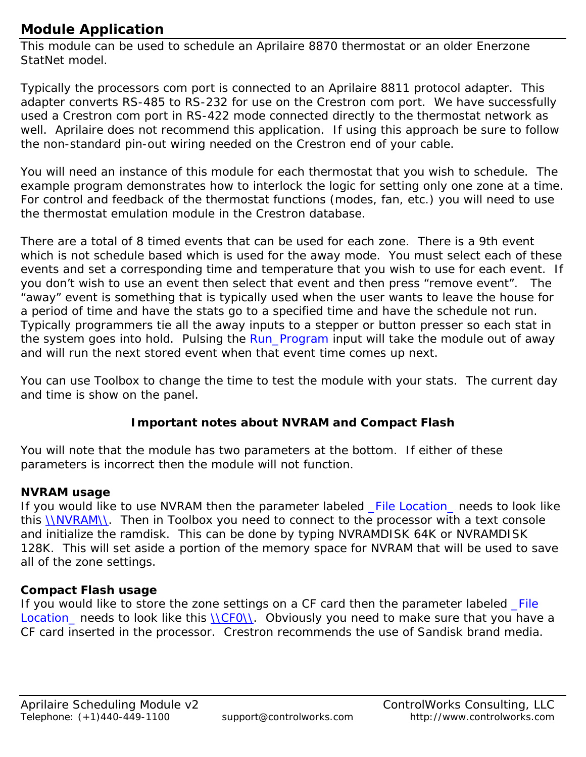## Module Application

This module can be used to schedule an Aprilaire 8870 thermostat or an older Enerzone StatNet model.

Typically the processors com port is connected to an Aprilaire 8811 protocol adapter. This adapter converts RS-485 to RS-232 for use on the Crestron com port. We have successfully used a Crestron com port in RS-422 mode connected directly to the thermostat network as well. Aprilaire does not recommend this application. If using this approach be sure to follow the non-standard pin-out wiring needed on the Crestron end of your cable.

You will need an instance of this module for each thermostat that you wish to schedule. The example program demonstrates how to interlock the logic for setting only one zone at a time. For control and feedback of the thermostat functions (modes, fan, etc.) you will need to use the thermostat emulation module in the Crestron database.

There are a total of 8 timed events that can be used for each zone. There is a 9th event which is not schedule based which is used for the away mode. You must select each of these events and set a corresponding time and temperature that you wish to use for each event. If you don't wish to use an event then select that event and then press "remove event". The "away" event is something that is typically used when the user wants to leave the house for a period of time and have the stats go to a specified time and have the schedule not run. Typically programmers tie all the away inputs to a stepper or button presser so each stat in the system goes into hold. Pulsing the Run_Program input will take the module out of away and will run the next stored event when that event time comes up next.

You can use Toolbox to change the time to test the module with your stats. The current day and time is show on the panel.

**Important notes about NVRAM and Compact Flash**

You will note that the module has two parameters at the bottom. If either of these parameters is incorrect then the module will not function.

**NVRAM usage**

If you would like to use NVRAM then the parameter labeled _File Location_ needs to look like this \\NVRAM\\. Then in Toolbox you need to connect to the processor with a text console and initialize the ramdisk. This can be done by typing NVRAMDISK 64K or NVRAMDISK 128K. This will set aside a portion of the memory space for NVRAM that will be used to save all of the zone settings.

**Compact Flash usage**

If you would like to store the zone settings on a CF card then the parameter labeled _File Location_ needs to look like this \\CF0\\. Obviously you need to make sure that you have a CF card inserted in the processor. Crestron recommends the use of Sandisk brand media.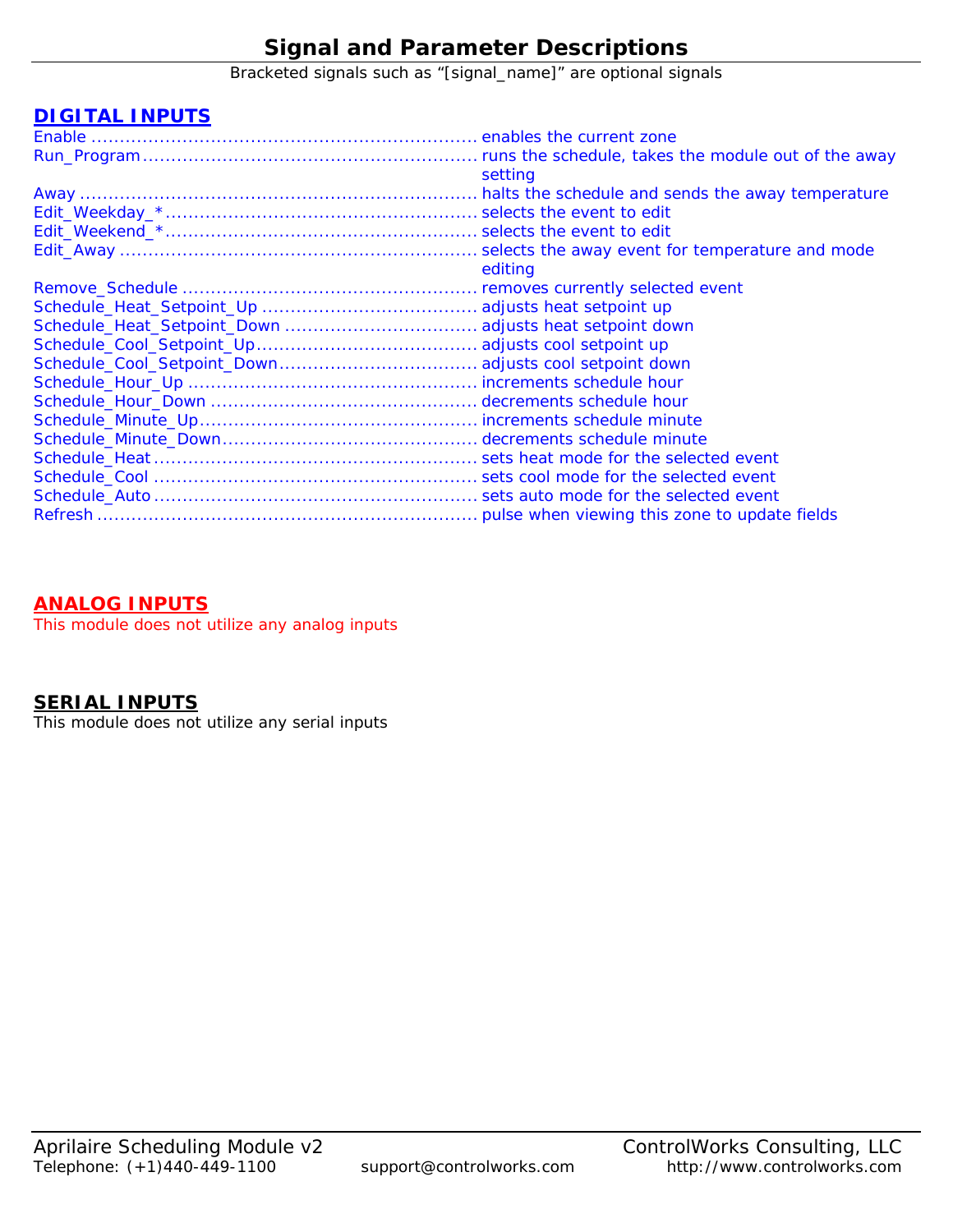# Signal and Parameter Descriptions

Bracketed signals such as "[signal_name]" are optional signals

## DIGITAL INPUTS

Enable .................................................................... enables the current zone
Run_Program ........................................................... runs the schedule, takes the module out of the away setting
Away ...................................................................... halts the schedule and sends the away temperature
Edit_Weekday_* ....................................................... selects the event to edit
Edit_Weekend_* ....................................................... selects the event to edit
Edit_Away ............................................................... selects the away event for temperature and mode editing
Remove_Schedule .................................................... removes currently selected event
Schedule_Heat_Setpoint_Up ...................................... adjusts heat setpoint up
Schedule_Heat_Setpoint_Down .................................. adjusts heat setpoint down
Schedule_Cool_Setpoint_Up ....................................... adjusts cool setpoint up
Schedule_Cool_Setpoint_Down ................................... adjusts cool setpoint down
Schedule_Hour_Up ................................................... increments schedule hour
Schedule_Hour_Down ............................................... decrements schedule hour
Schedule_Minute_Up ................................................. increments schedule minute
Schedule_Minute_Down ............................................. decrements schedule minute
Schedule_Heat ......................................................... sets heat mode for the selected event
Schedule_Cool ......................................................... sets cool mode for the selected event
Schedule_Auto ......................................................... sets auto mode for the selected event
Refresh ................................................................... pulse when viewing this zone to update fields

## ANALOG INPUTS

This module does not utilize any analog inputs

## SERIAL INPUTS

This module does not utilize any serial inputs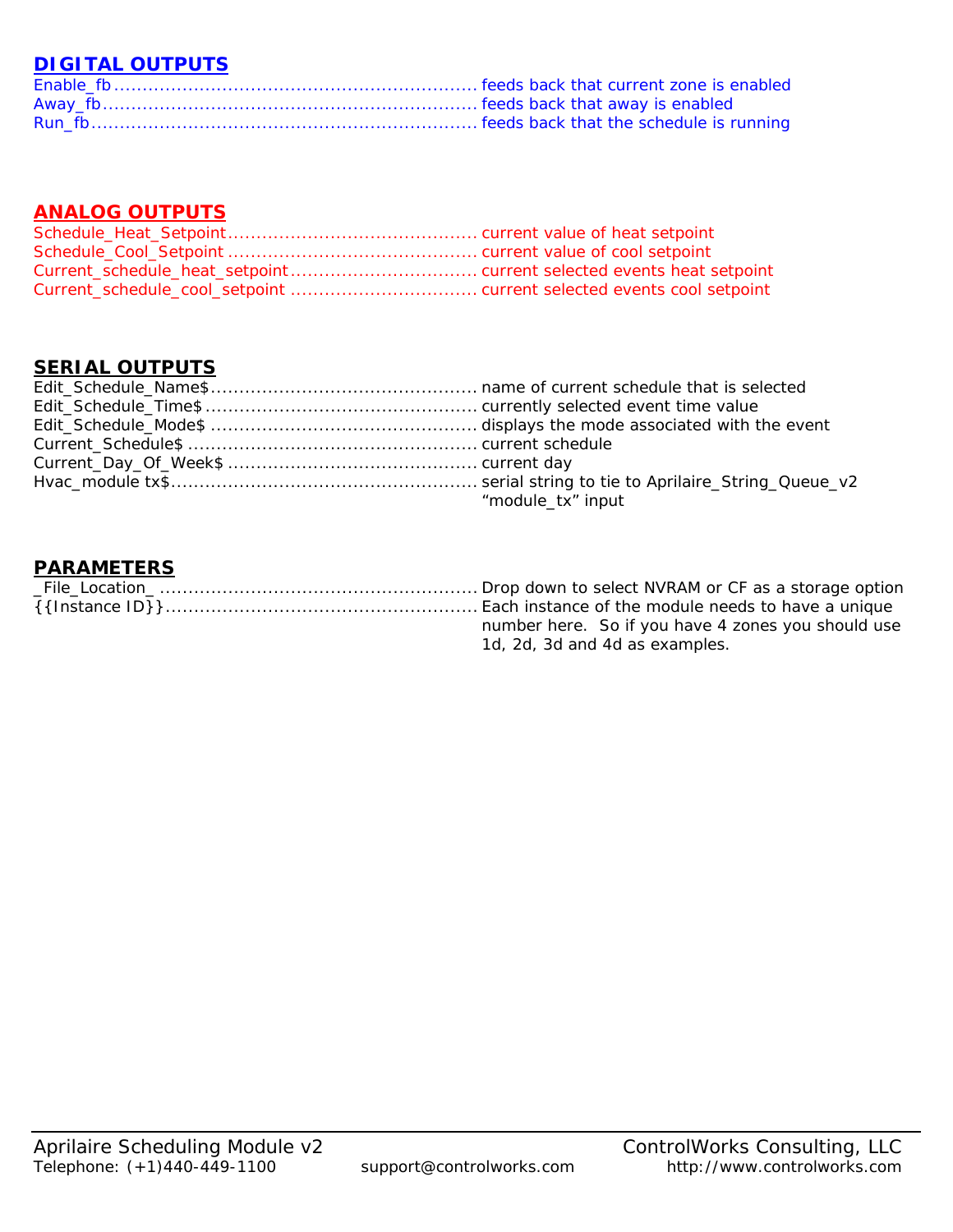## DIGITAL OUTPUTS

Enable_fb............................................................... feeds back that current zone is enabled
Away_fb................................................................. feeds back that away is enabled
Run_fb................................................................... feeds back that the schedule is running

## ANALOG OUTPUTS

Schedule_Heat_Setpoint........................................... current value of heat setpoint
Schedule_Cool_Setpoint ........................................... current value of cool setpoint
Current_schedule_heat_setpoint................................ current selected events heat setpoint
Current_schedule_cool_setpoint ................................ current selected events cool setpoint

## SERIAL OUTPUTS

Edit_Schedule_Name$.............................................. name of current schedule that is selected
Edit_Schedule_Time$............................................... currently selected event time value
Edit_Schedule_Mode$ .............................................. displays the mode associated with the event
Current_Schedule$ .................................................. current schedule
Current_Day_Of_Week$ ........................................... current day
Hvac_module tx$..................................................... serial string to tie to Aprilaire_String_Queue_v2 “module_tx” input

## PARAMETERS

_File_Location_ ....................................................... Drop down to select NVRAM or CF as a storage option
{{Instance ID}}...................................................... Each instance of the module needs to have a unique number here. So if you have 4 zones you should use 1d, 2d, 3d and 4d as examples.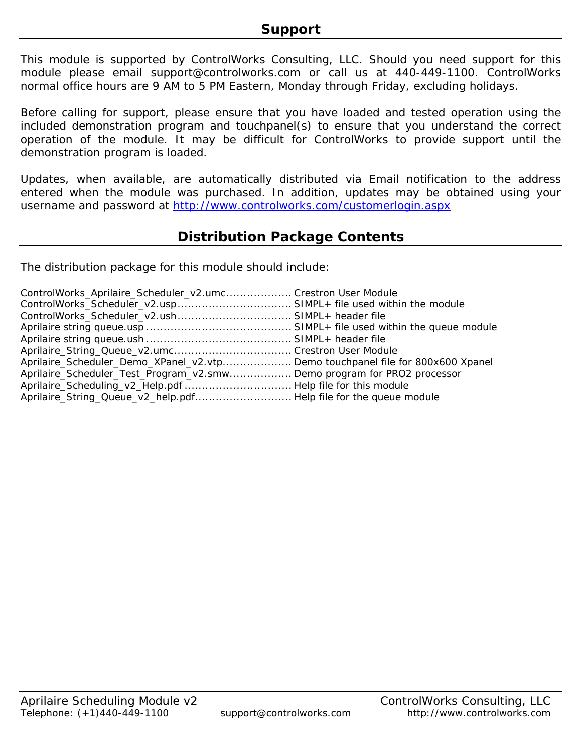## Support

This module is supported by ControlWorks Consulting, LLC. Should you need support for this module please email support@controlworks.com or call us at 440-449-1100. ControlWorks normal office hours are 9 AM to 5 PM Eastern, Monday through Friday, excluding holidays.

Before calling for support, please ensure that you have loaded and tested operation using the included demonstration program and touchpanel(s) to ensure that you understand the correct operation of the module. It may be difficult for ControlWorks to provide support until the demonstration program is loaded.

Updates, when available, are automatically distributed via Email notification to the address entered when the module was purchased. In addition, updates may be obtained using your username and password at [http://www.controlworks.com/customerlogin.aspx](http://www.controlworks.com/customerlogin.aspx)

## Distribution Package Contents

The distribution package for this module should include:

| File | Description |
|---|---|
| ControlWorks_Aprilaire_Scheduler_v2.umc | Crestron User Module |
| ControlWorks_Scheduler_v2.usp | SIMPL+ file used within the module |
| ControlWorks_Scheduler_v2.ush | SIMPL+ header file |
| Aprilaire string queue.usp | SIMPL+ file used within the queue module |
| Aprilaire string queue.ush | SIMPL+ header file |
| Aprilaire_String_Queue_v2.umc | Crestron User Module |
| Aprilaire_Scheduler_Demo_XPanel_v2.vtp | Demo touchpanel file for 800x600 Xpanel |
| Aprilaire_Scheduler_Test_Program_v2.smw | Demo program for PRO2 processor |
| Aprilaire_Scheduling_v2_Help.pdf | Help file for this module |
| Aprilaire_String_Queue_v2_help.pdf | Help file for the queue module |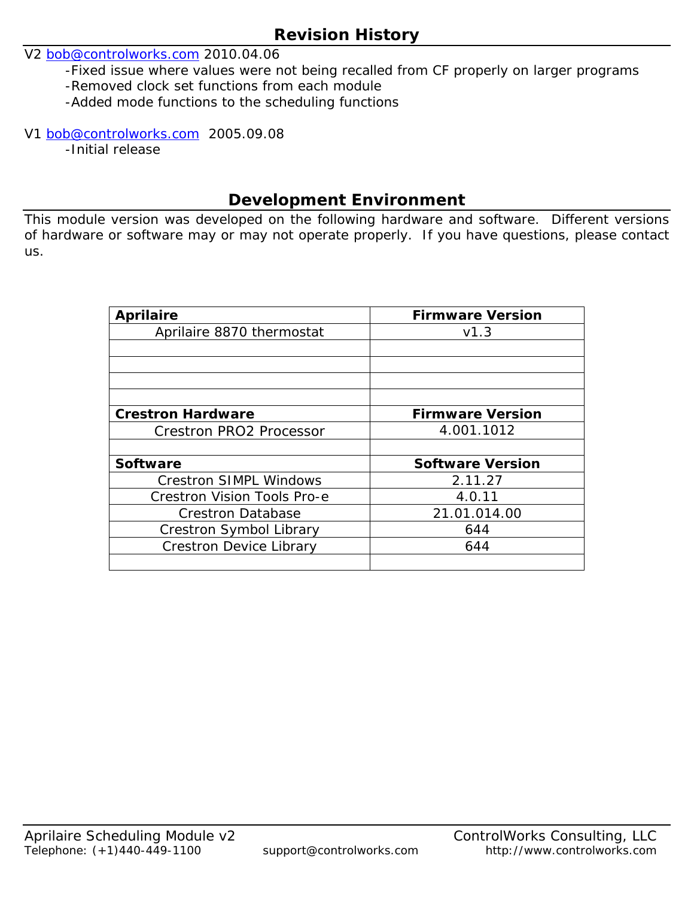## Revision History

V2 bob@controlworks.com 2010.04.06

- -Fixed issue where values were not being recalled from CF properly on larger programs
- -Removed clock set functions from each module
- -Added mode functions to the scheduling functions

V1 bob@controlworks.com 2005.09.08

- -Initial release

## Development Environment

This module version was developed on the following hardware and software. Different versions of hardware or software may or may not operate properly. If you have questions, please contact us.

| **Aprilaire** | **Firmware Version** |
|---|---|
| Aprilaire 8870 thermostat | v1.3 |
| | |
| | |
| | |
| | |
| **Crestron Hardware** | **Firmware Version** |
| Crestron PRO2 Processor | 4.001.1012 |
| | |
| **Software** | **Software Version** |
| Crestron SIMPL Windows | 2.11.27 |
| Crestron Vision Tools Pro-e | 4.0.11 |
| Crestron Database | 21.01.014.00 |
| Crestron Symbol Library | 644 |
| Crestron Device Library | 644 |
| | |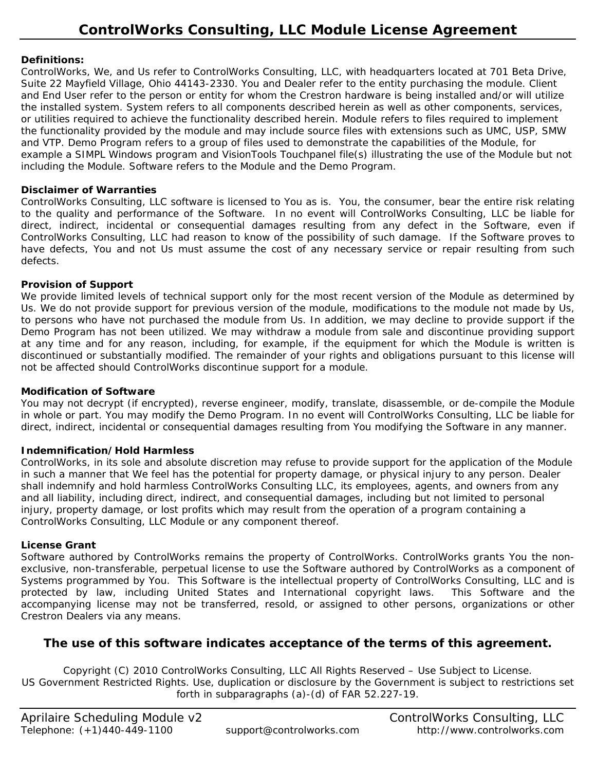# ControlWorks Consulting, LLC Module License Agreement

**Definitions:**
ControlWorks, We, and Us refer to ControlWorks Consulting, LLC, with headquarters located at 701 Beta Drive, Suite 22 Mayfield Village, Ohio 44143-2330. You and Dealer refer to the entity purchasing the module. Client and End User refer to the person or entity for whom the Crestron hardware is being installed and/or will utilize the installed system. System refers to all components described herein as well as other components, services, or utilities required to achieve the functionality described herein. Module refers to files required to implement the functionality provided by the module and may include source files with extensions such as UMC, USP, SMW and VTP. Demo Program refers to a group of files used to demonstrate the capabilities of the Module, for example a SIMPL Windows program and VisionTools Touchpanel file(s) illustrating the use of the Module but not including the Module. Software refers to the Module and the Demo Program.

**Disclaimer of Warranties**
ControlWorks Consulting, LLC software is licensed to You as is. You, the consumer, bear the entire risk relating to the quality and performance of the Software. In no event will ControlWorks Consulting, LLC be liable for direct, indirect, incidental or consequential damages resulting from any defect in the Software, even if ControlWorks Consulting, LLC had reason to know of the possibility of such damage. If the Software proves to have defects, You and not Us must assume the cost of any necessary service or repair resulting from such defects.

**Provision of Support**
We provide limited levels of technical support only for the most recent version of the Module as determined by Us. We do not provide support for previous version of the module, modifications to the module not made by Us, to persons who have not purchased the module from Us. In addition, we may decline to provide support if the Demo Program has not been utilized. We may withdraw a module from sale and discontinue providing support at any time and for any reason, including, for example, if the equipment for which the Module is written is discontinued or substantially modified. The remainder of your rights and obligations pursuant to this license will not be affected should ControlWorks discontinue support for a module.

**Modification of Software**
You may not decrypt (if encrypted), reverse engineer, modify, translate, disassemble, or de-compile the Module in whole or part. You may modify the Demo Program. In no event will ControlWorks Consulting, LLC be liable for direct, indirect, incidental or consequential damages resulting from You modifying the Software in any manner.

**Indemnification/Hold Harmless**
ControlWorks, in its sole and absolute discretion may refuse to provide support for the application of the Module in such a manner that We feel has the potential for property damage, or physical injury to any person. Dealer shall indemnify and hold harmless ControlWorks Consulting LLC, its employees, agents, and owners from any and all liability, including direct, indirect, and consequential damages, including but not limited to personal injury, property damage, or lost profits which may result from the operation of a program containing a ControlWorks Consulting, LLC Module or any component thereof.

**License Grant**
Software authored by ControlWorks remains the property of ControlWorks. ControlWorks grants You the non-exclusive, non-transferable, perpetual license to use the Software authored by ControlWorks as a component of Systems programmed by You. This Software is the intellectual property of ControlWorks Consulting, LLC and is protected by law, including United States and International copyright laws. This Software and the accompanying license may not be transferred, resold, or assigned to other persons, organizations or other Crestron Dealers via any means.

**The use of this software indicates acceptance of the terms of this agreement.**

Copyright (C) 2010 ControlWorks Consulting, LLC All Rights Reserved – Use Subject to License.
US Government Restricted Rights. Use, duplication or disclosure by the Government is subject to restrictions set forth in subparagraphs (a)-(d) of FAR 52.227-19.